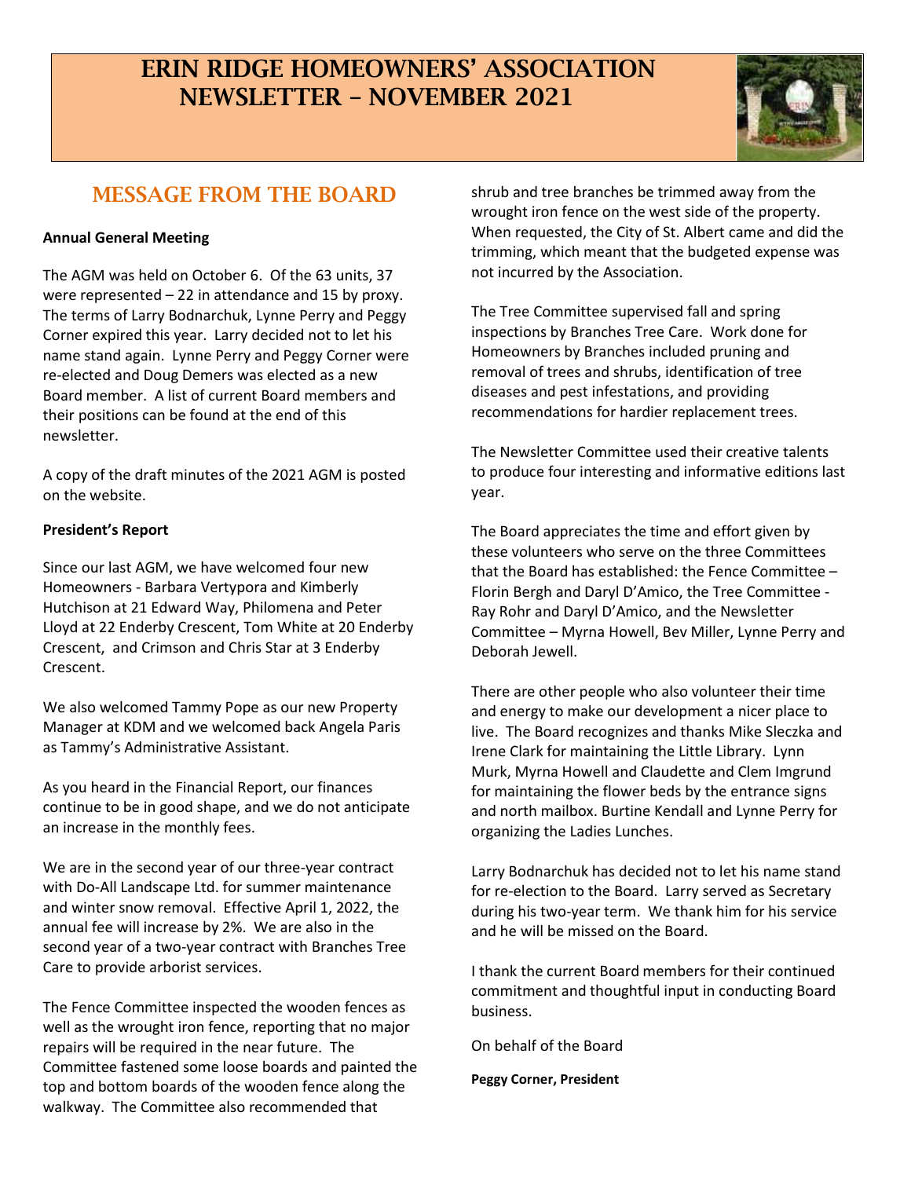# ERIN RIDGE HOMEOWNERS' ASSOCIATION NEWSLETTER – NOVEMBER 2021

## MESSAGE FROM THE BOARD

**Annual General Meeting**

The AGM was held on October 6. Of the 63 units, 37 were represented – 22 in attendance and 15 by proxy. The terms of Larry Bodnarchuk, Lynne Perry and Peggy Corner expired this year. Larry decided not to let his name stand again. Lynne Perry and Peggy Corner were re-elected and Doug Demers was elected as a new Board member. A list of current Board members and their positions can be found at the end of this newsletter.

A copy of the draft minutes of the 2021 AGM is posted on the website.

**President's Report**

Since our last AGM, we have welcomed four new Homeowners - Barbara Vertypora and Kimberly Hutchison at 21 Edward Way, Philomena and Peter Lloyd at 22 Enderby Crescent, Tom White at 20 Enderby Crescent, and Crimson and Chris Star at 3 Enderby Crescent.

We also welcomed Tammy Pope as our new Property Manager at KDM and we welcomed back Angela Paris as Tammy's Administrative Assistant.

As you heard in the Financial Report, our finances continue to be in good shape, and we do not anticipate an increase in the monthly fees.

We are in the second year of our three-year contract with Do-All Landscape Ltd. for summer maintenance and winter snow removal. Effective April 1, 2022, the annual fee will increase by 2%. We are also in the second year of a two-year contract with Branches Tree Care to provide arborist services.

The Fence Committee inspected the wooden fences as well as the wrought iron fence, reporting that no major repairs will be required in the near future. The Committee fastened some loose boards and painted the top and bottom boards of the wooden fence along the walkway. The Committee also recommended that shrub and tree branches be trimmed away from the wrought iron fence on the west side of the property. When requested, the City of St. Albert came and did the trimming, which meant that the budgeted expense was not incurred by the Association.

The Tree Committee supervised fall and spring inspections by Branches Tree Care. Work done for Homeowners by Branches included pruning and removal of trees and shrubs, identification of tree diseases and pest infestations, and providing recommendations for hardier replacement trees.

The Newsletter Committee used their creative talents to produce four interesting and informative editions last year.

The Board appreciates the time and effort given by these volunteers who serve on the three Committees that the Board has established: the Fence Committee – Florin Bergh and Daryl D'Amico, the Tree Committee - Ray Rohr and Daryl D'Amico, and the Newsletter Committee – Myrna Howell, Bev Miller, Lynne Perry and Deborah Jewell.

There are other people who also volunteer their time and energy to make our development a nicer place to live. The Board recognizes and thanks Mike Sleczka and Irene Clark for maintaining the Little Library. Lynn Murk, Myrna Howell and Claudette and Clem Imgrund for maintaining the flower beds by the entrance signs and north mailbox. Burtine Kendall and Lynne Perry for organizing the Ladies Lunches.

Larry Bodnarchuk has decided not to let his name stand for re-election to the Board. Larry served as Secretary during his two-year term. We thank him for his service and he will be missed on the Board.

I thank the current Board members for their continued commitment and thoughtful input in conducting Board business.

On behalf of the Board

**Peggy Corner, President**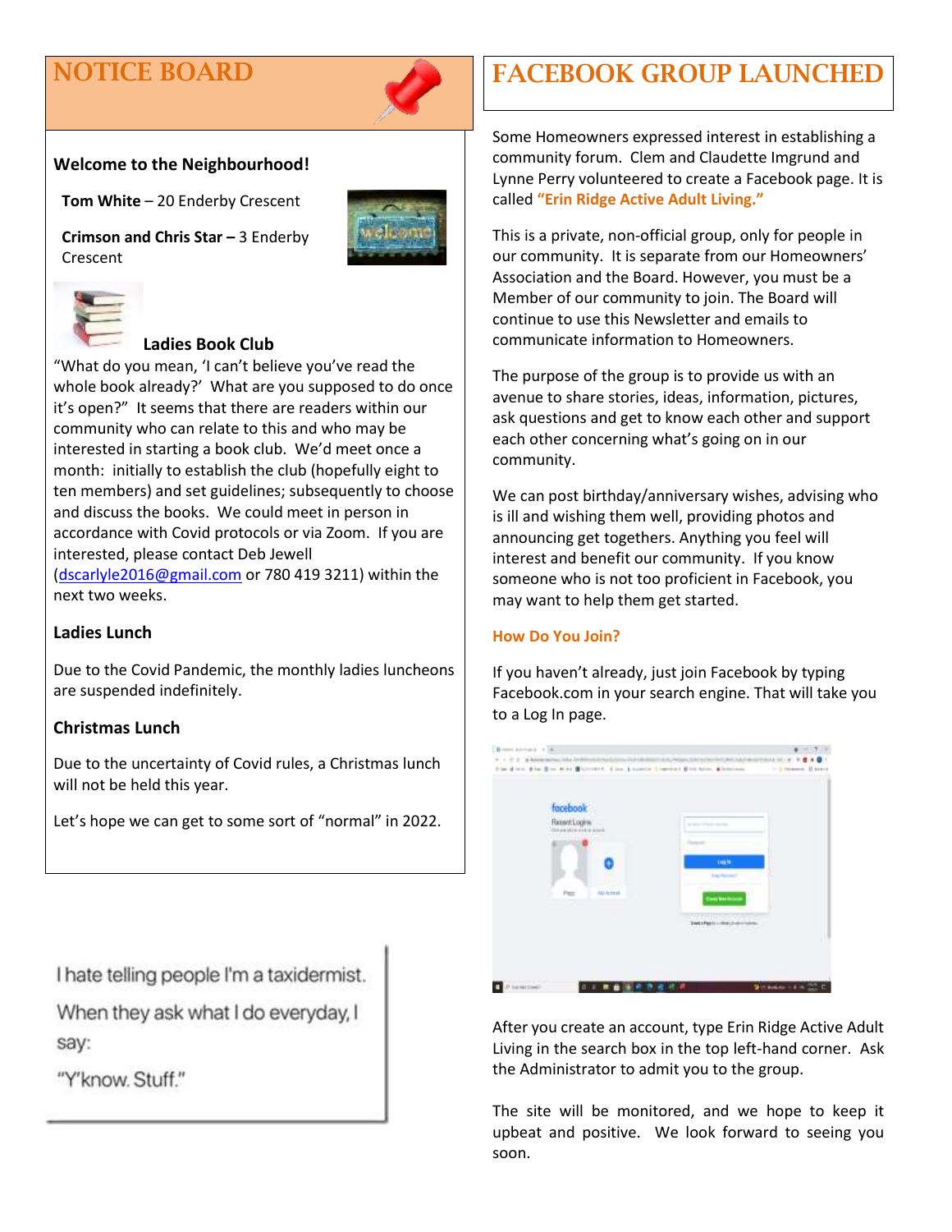# NOTICE BOARD

**Welcome to the Neighbourhood!**

**Tom White** – 20 Enderby Crescent

**Crimson and Chris Star –** 3 Enderby Crescent

**Ladies Book Club**

"What do you mean, 'I can't believe you've read the whole book already?' What are you supposed to do once it's open?" It seems that there are readers within our community who can relate to this and who may be interested in starting a book club. We'd meet once a month: initially to establish the club (hopefully eight to ten members) and set guidelines; subsequently to choose and discuss the books. We could meet in person in accordance with Covid protocols or via Zoom. If you are interested, please contact Deb Jewell (dscarlyle2016@gmail.com or 780 419 3211) within the next two weeks.

**Ladies Lunch**

Due to the Covid Pandemic, the monthly ladies luncheons are suspended indefinitely.

**Christmas Lunch**

Due to the uncertainty of Covid rules, a Christmas lunch will not be held this year.

Let's hope we can get to some sort of "normal" in 2022.

I hate telling people I'm a taxidermist.

When they ask what I do everyday, I say:

"Y'know. Stuff."

# FACEBOOK GROUP LAUNCHED

Some Homeowners expressed interest in establishing a community forum. Clem and Claudette Imgrund and Lynne Perry volunteered to create a Facebook page. It is called **"Erin Ridge Active Adult Living."**

This is a private, non-official group, only for people in our community. It is separate from our Homeowners' Association and the Board. However, you must be a Member of our community to join. The Board will continue to use this Newsletter and emails to communicate information to Homeowners.

The purpose of the group is to provide us with an avenue to share stories, ideas, information, pictures, ask questions and get to know each other and support each other concerning what's going on in our community.

We can post birthday/anniversary wishes, advising who is ill and wishing them well, providing photos and announcing get togethers. Anything you feel will interest and benefit our community. If you know someone who is not too proficient in Facebook, you may want to help them get started.

**How Do You Join?**

If you haven't already, just join Facebook by typing Facebook.com in your search engine. That will take you to a Log In page.

After you create an account, type Erin Ridge Active Adult Living in the search box in the top left-hand corner. Ask the Administrator to admit you to the group.

The site will be monitored, and we hope to keep it upbeat and positive. We look forward to seeing you soon.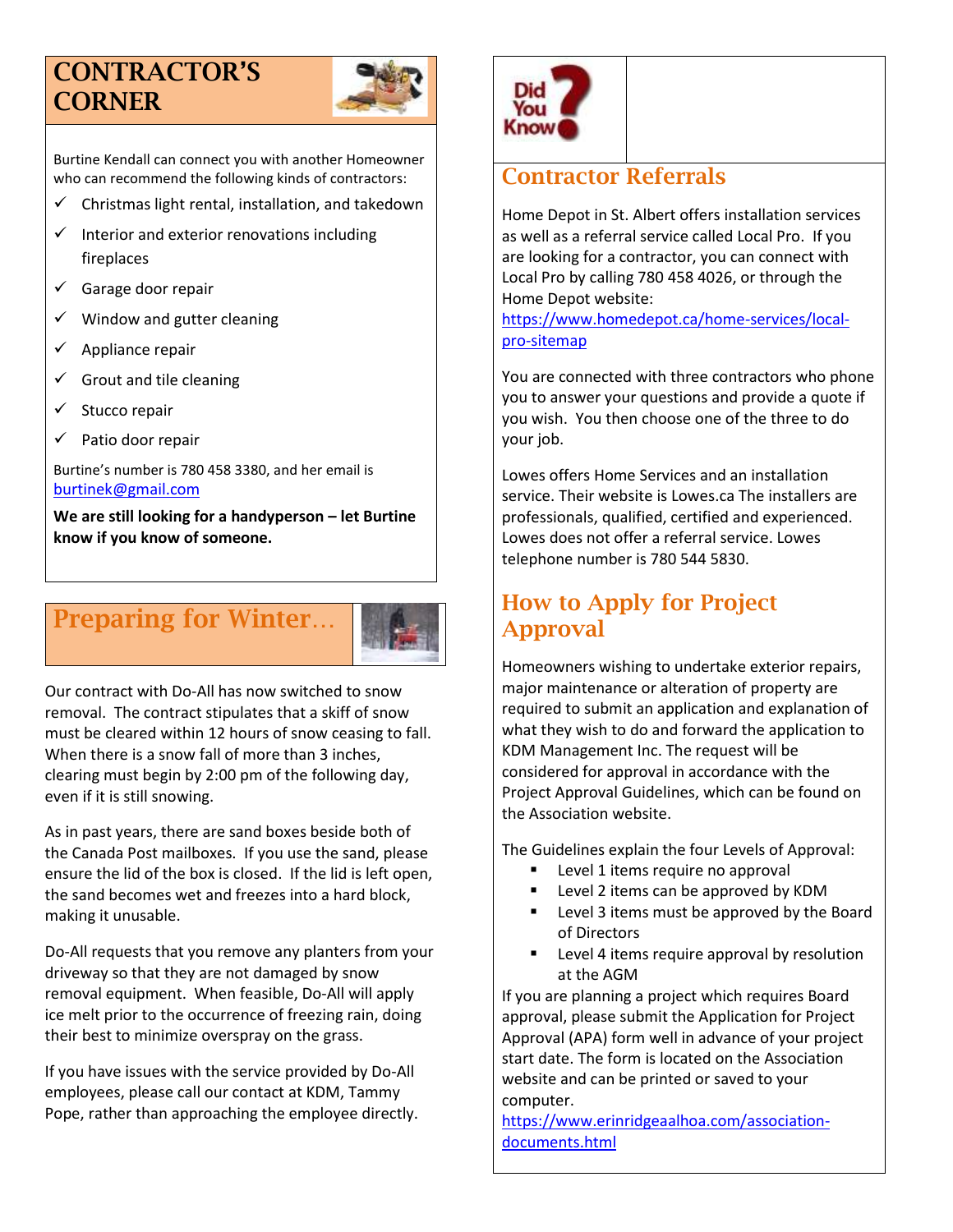## CONTRACTOR'S CORNER

Burtine Kendall can connect you with another Homeowner who can recommend the following kinds of contractors:

- ✓ Christmas light rental, installation, and takedown
- ✓ Interior and exterior renovations including fireplaces
- ✓ Garage door repair
- ✓ Window and gutter cleaning
- ✓ Appliance repair
- ✓ Grout and tile cleaning
- ✓ Stucco repair
- ✓ Patio door repair

Burtine's number is 780 458 3380, and her email is burtinek@gmail.com

**We are still looking for a handyperson – let Burtine know if you know of someone.**

## Preparing for Winter…

Our contract with Do-All has now switched to snow removal. The contract stipulates that a skiff of snow must be cleared within 12 hours of snow ceasing to fall. When there is a snow fall of more than 3 inches, clearing must begin by 2:00 pm of the following day, even if it is still snowing.

As in past years, there are sand boxes beside both of the Canada Post mailboxes. If you use the sand, please ensure the lid of the box is closed. If the lid is left open, the sand becomes wet and freezes into a hard block, making it unusable.

Do-All requests that you remove any planters from your driveway so that they are not damaged by snow removal equipment. When feasible, Do-All will apply ice melt prior to the occurrence of freezing rain, doing their best to minimize overspray on the grass.

If you have issues with the service provided by Do-All employees, please call our contact at KDM, Tammy Pope, rather than approaching the employee directly.

Did You Know?

## Contractor Referrals

Home Depot in St. Albert offers installation services as well as a referral service called Local Pro. If you are looking for a contractor, you can connect with Local Pro by calling 780 458 4026, or through the Home Depot website: https://www.homedepot.ca/home-services/local-pro-sitemap

You are connected with three contractors who phone you to answer your questions and provide a quote if you wish. You then choose one of the three to do your job.

Lowes offers Home Services and an installation service. Their website is Lowes.ca The installers are professionals, qualified, certified and experienced. Lowes does not offer a referral service. Lowes telephone number is 780 544 5830.

## How to Apply for Project Approval

Homeowners wishing to undertake exterior repairs, major maintenance or alteration of property are required to submit an application and explanation of what they wish to do and forward the application to KDM Management Inc. The request will be considered for approval in accordance with the Project Approval Guidelines, which can be found on the Association website.

The Guidelines explain the four Levels of Approval:

- Level 1 items require no approval
- Level 2 items can be approved by KDM
- Level 3 items must be approved by the Board of Directors
- Level 4 items require approval by resolution at the AGM

If you are planning a project which requires Board approval, please submit the Application for Project Approval (APA) form well in advance of your project start date. The form is located on the Association website and can be printed or saved to your computer.
https://www.erinridgeaalhoa.com/association-documents.html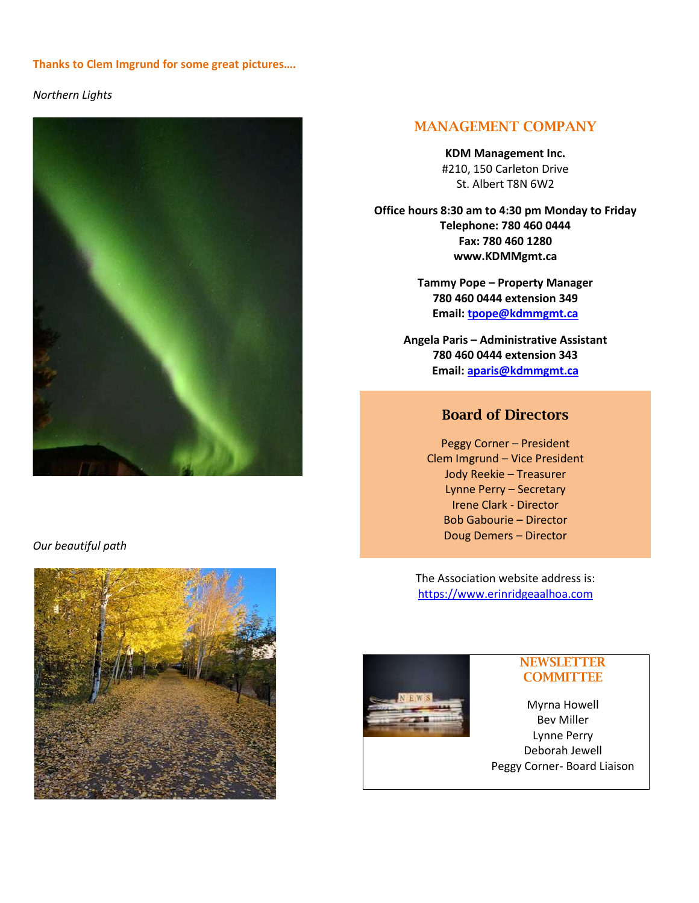**Thanks to Clem Imgrund for some great pictures….**

*Northern Lights*

*Our beautiful path*

## MANAGEMENT COMPANY

**KDM Management Inc.**
#210, 150 Carleton Drive
St. Albert T8N 6W2

**Office hours 8:30 am to 4:30 pm Monday to Friday**
**Telephone: 780 460 0444**
**Fax: 780 460 1280**
**www.KDMMgmt.ca**

**Tammy Pope – Property Manager**
**780 460 0444 extension 349**
**Email: tpope@kdmmgmt.ca**

**Angela Paris – Administrative Assistant**
**780 460 0444 extension 343**
**Email: aparis@kdmmgmt.ca**

## Board of Directors

Peggy Corner – President
Clem Imgrund – Vice President
Jody Reekie – Treasurer
Lynne Perry – Secretary
Irene Clark - Director
Bob Gabourie – Director
Doug Demers – Director

The Association website address is:
https://www.erinridgeaalhoa.com

## NEWSLETTER COMMITTEE

Myrna Howell
Bev Miller
Lynne Perry
Deborah Jewell
Peggy Corner- Board Liaison